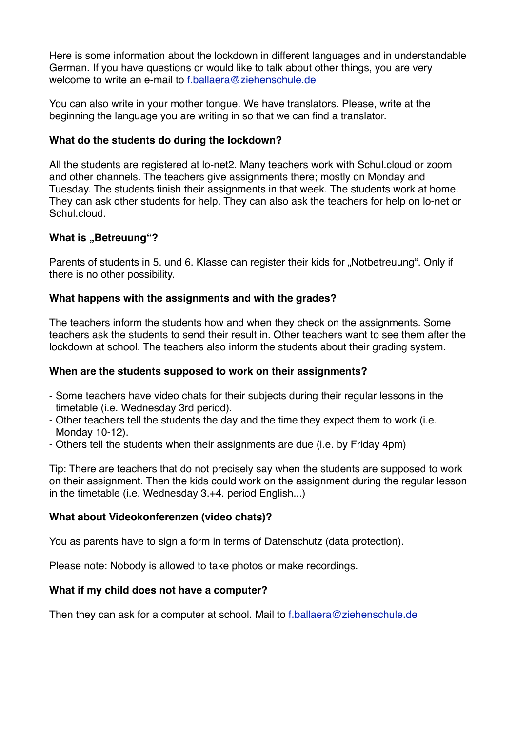Here is some information about the lockdown in different languages and in understandable German. If you have questions or would like to talk about other things, you are very welcome to write an e-mail to f.ballaera@ziehenschule.de

You can also write in your mother tongue. We have translators. Please, write at the beginning the language you are writing in so that we can find a translator.

**What do the students do during the lockdown?**

All the students are registered at lo-net2. Many teachers work with Schul.cloud or zoom and other channels. The teachers give assignments there; mostly on Monday and Tuesday. The students finish their assignments in that week. The students work at home. They can ask other students for help. They can also ask the teachers for help on lo-net or Schul.cloud.

**What is „Betreuung"?**

Parents of students in 5. und 6. Klasse can register their kids for „Notbetreuung". Only if there is no other possibility.

**What happens with the assignments and with the grades?**

The teachers inform the students how and when they check on the assignments. Some teachers ask the students to send their result in. Other teachers want to see them after the lockdown at school. The teachers also inform the students about their grading system.

**When are the students supposed to work on their assignments?**

- Some teachers have video chats for their subjects during their regular lessons in the timetable (i.e. Wednesday 3rd period).
- Other teachers tell the students the day and the time they expect them to work (i.e. Monday 10-12).
- Others tell the students when their assignments are due (i.e. by Friday 4pm)

Tip: There are teachers that do not precisely say when the students are supposed to work on their assignment. Then the kids could work on the assignment during the regular lesson in the timetable (i.e. Wednesday 3.+4. period English...)

**What about Videokonferenzen (video chats)?**

You as parents have to sign a form in terms of Datenschutz (data protection).

Please note: Nobody is allowed to take photos or make recordings.

**What if my child does not have a computer?**

Then they can ask for a computer at school. Mail to f.ballaera@ziehenschule.de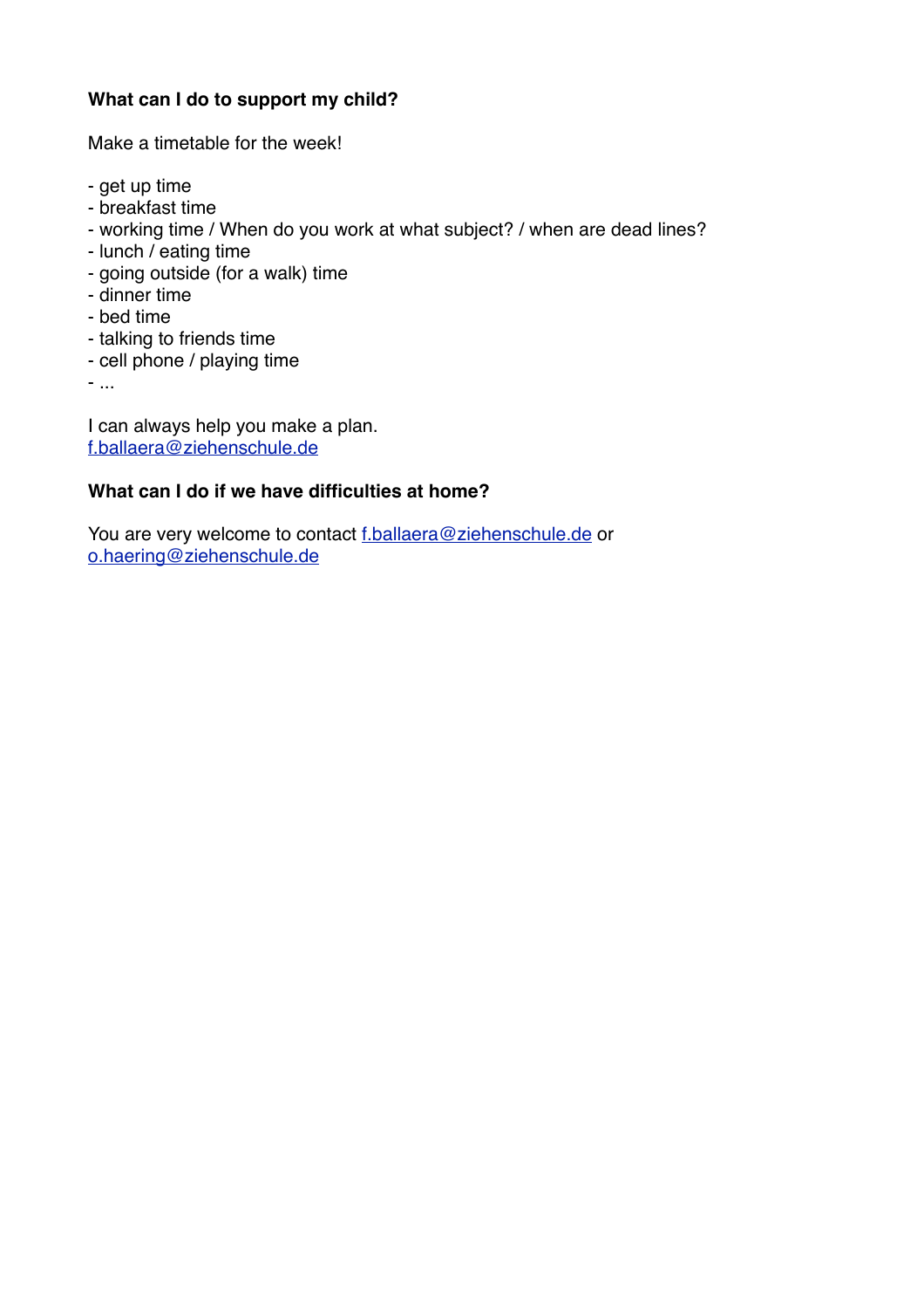**What can I do to support my child?**

Make a timetable for the week!

- get up time
- breakfast time
- working time / When do you work at what subject? / when are dead lines?
- lunch / eating time
- going outside (for a walk) time
- dinner time
- bed time
- talking to friends time
- cell phone / playing time
- ...

I can always help you make a plan.
f.ballaera@ziehenschule.de

**What can I do if we have difficulties at home?**

You are very welcome to contact f.ballaera@ziehenschule.de or o.haering@ziehenschule.de